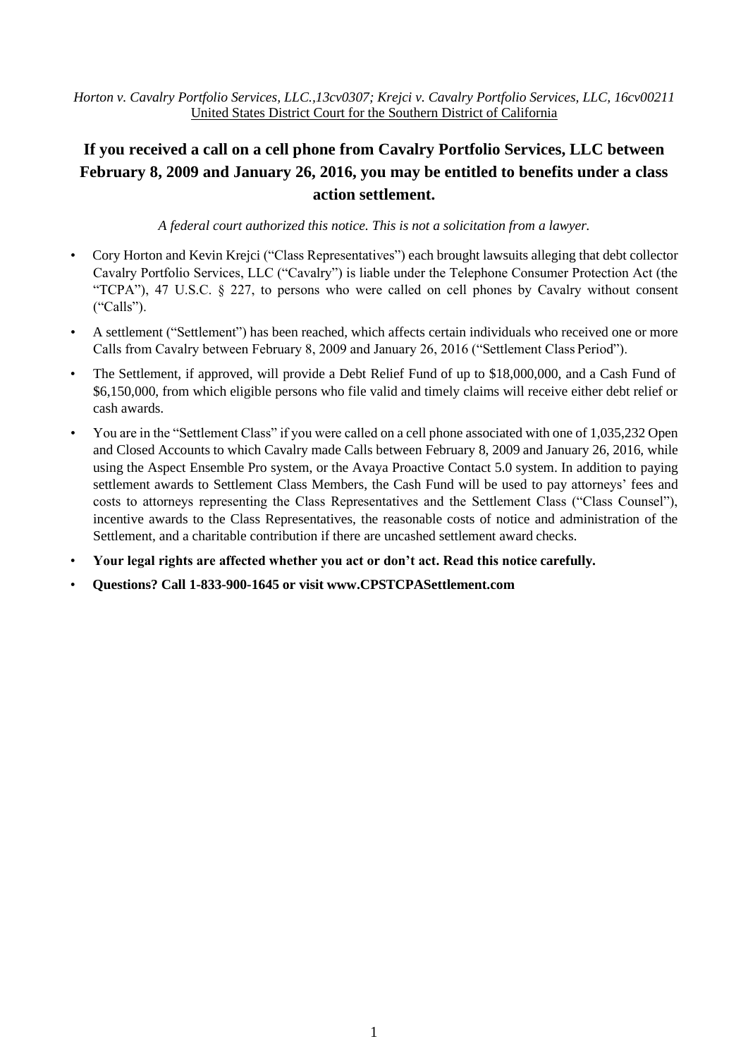*Horton v. Cavalry Portfolio Services, LLC.,13cv0307; Krejci v. Cavalry Portfolio Services, LLC, 16cv00211*
United States District Court for the Southern District of California

# If you received a call on a cell phone from Cavalry Portfolio Services, LLC between February 8, 2009 and January 26, 2016, you may be entitled to benefits under a class action settlement.

*A federal court authorized this notice. This is not a solicitation from a lawyer.*

- Cory Horton and Kevin Krejci ("Class Representatives") each brought lawsuits alleging that debt collector Cavalry Portfolio Services, LLC ("Cavalry") is liable under the Telephone Consumer Protection Act (the "TCPA"), 47 U.S.C. § 227, to persons who were called on cell phones by Cavalry without consent ("Calls").
- A settlement ("Settlement") has been reached, which affects certain individuals who received one or more Calls from Cavalry between February 8, 2009 and January 26, 2016 ("Settlement Class Period").
- The Settlement, if approved, will provide a Debt Relief Fund of up to $18,000,000, and a Cash Fund of $6,150,000, from which eligible persons who file valid and timely claims will receive either debt relief or cash awards.
- You are in the "Settlement Class" if you were called on a cell phone associated with one of 1,035,232 Open and Closed Accounts to which Cavalry made Calls between February 8, 2009 and January 26, 2016, while using the Aspect Ensemble Pro system, or the Avaya Proactive Contact 5.0 system. In addition to paying settlement awards to Settlement Class Members, the Cash Fund will be used to pay attorneys' fees and costs to attorneys representing the Class Representatives and the Settlement Class ("Class Counsel"), incentive awards to the Class Representatives, the reasonable costs of notice and administration of the Settlement, and a charitable contribution if there are uncashed settlement award checks.
- **Your legal rights are affected whether you act or don't act. Read this notice carefully.**
- **Questions? Call 1-833-900-1645 or visit www.CPSTCPASettlement.com**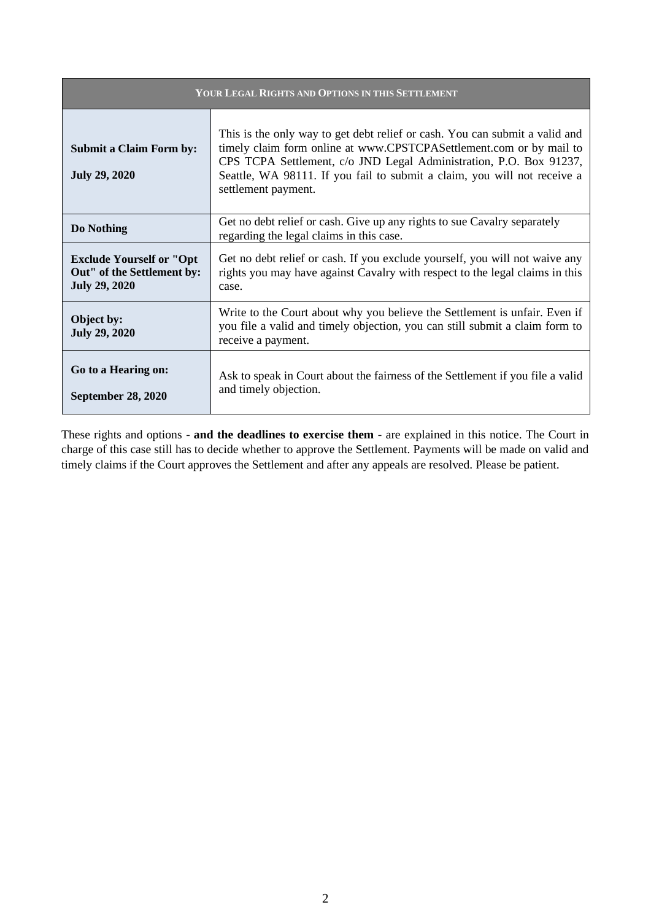| YOUR LEGAL RIGHTS AND OPTIONS IN THIS SETTLEMENT | |
|---|---|
| **Submit a Claim Form by:** **July 29, 2020** | This is the only way to get debt relief or cash. You can submit a valid and timely claim form online at www.CPSTCPASettlement.com or by mail to CPS TCPA Settlement, c/o JND Legal Administration, P.O. Box 91237, Seattle, WA 98111. If you fail to submit a claim, you will not receive a settlement payment. |
| **Do Nothing** | Get no debt relief or cash. Give up any rights to sue Cavalry separately regarding the legal claims in this case. |
| **Exclude Yourself or "Opt Out" of the Settlement by: July 29, 2020** | Get no debt relief or cash. If you exclude yourself, you will not waive any rights you may have against Cavalry with respect to the legal claims in this case. |
| **Object by: July 29, 2020** | Write to the Court about why you believe the Settlement is unfair. Even if you file a valid and timely objection, you can still submit a claim form to receive a payment. |
| **Go to a Hearing on:** **September 28, 2020** | Ask to speak in Court about the fairness of the Settlement if you file a valid and timely objection. |

These rights and options - **and the deadlines to exercise them** - are explained in this notice. The Court in charge of this case still has to decide whether to approve the Settlement. Payments will be made on valid and timely claims if the Court approves the Settlement and after any appeals are resolved. Please be patient.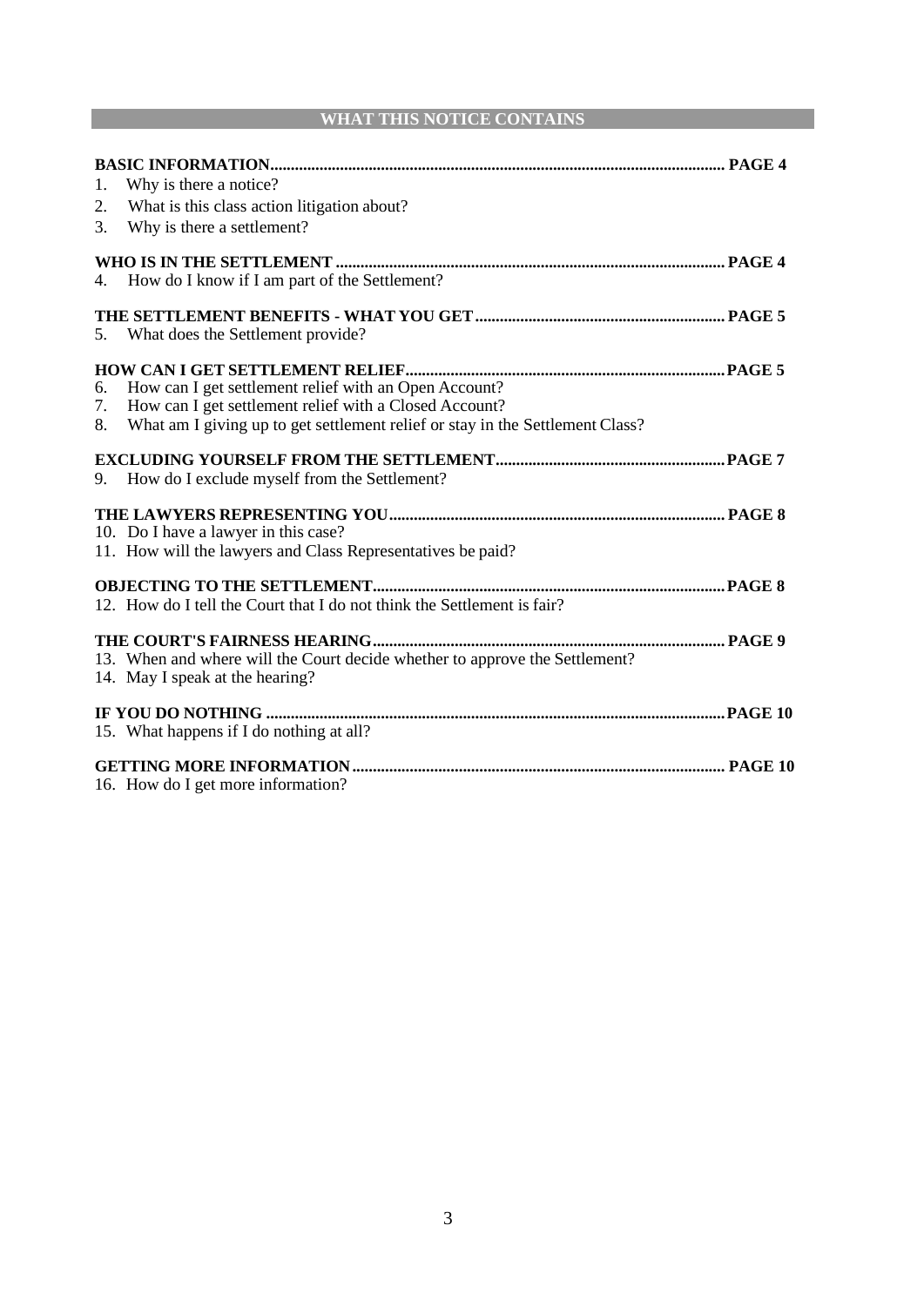## WHAT THIS NOTICE CONTAINS

**BASIC INFORMATION.............................................................................................................. PAGE 4**

1. Why is there a notice?
2. What is this class action litigation about?
3. Why is there a settlement?

**WHO IS IN THE SETTLEMENT .............................................................................................. PAGE 4**

4. How do I know if I am part of the Settlement?

**THE SETTLEMENT BENEFITS - WHAT YOU GET ............................................................ PAGE 5**

5. What does the Settlement provide?

**HOW CAN I GET SETTLEMENT RELIEF............................................................................. PAGE 5**

6. How can I get settlement relief with an Open Account?
7. How can I get settlement relief with a Closed Account?
8. What am I giving up to get settlement relief or stay in the Settlement Class?

**EXCLUDING YOURSELF FROM THE SETTLEMENT....................................................... PAGE 7**

9. How do I exclude myself from the Settlement?

**THE LAWYERS REPRESENTING YOU................................................................................. PAGE 8**

10. Do I have a lawyer in this case?
11. How will the lawyers and Class Representatives be paid?

**OBJECTING TO THE SETTLEMENT..................................................................................... PAGE 8**

12. How do I tell the Court that I do not think the Settlement is fair?

**THE COURT'S FAIRNESS HEARING..................................................................................... PAGE 9**

13. When and where will the Court decide whether to approve the Settlement?
14. May I speak at the hearing?

**IF YOU DO NOTHING ............................................................................................................... PAGE 10**

15. What happens if I do nothing at all?

**GETTING MORE INFORMATION.......................................................................................... PAGE 10**

16. How do I get more information?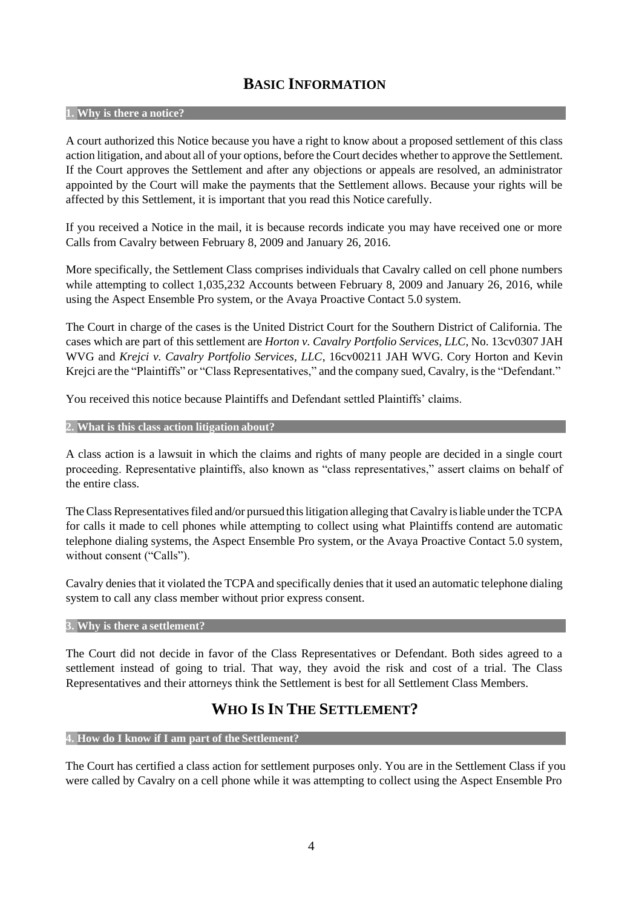## BASIC INFORMATION

### 1. Why is there a notice?

A court authorized this Notice because you have a right to know about a proposed settlement of this class action litigation, and about all of your options, before the Court decides whether to approve the Settlement. If the Court approves the Settlement and after any objections or appeals are resolved, an administrator appointed by the Court will make the payments that the Settlement allows. Because your rights will be affected by this Settlement, it is important that you read this Notice carefully.

If you received a Notice in the mail, it is because records indicate you may have received one or more Calls from Cavalry between February 8, 2009 and January 26, 2016.

More specifically, the Settlement Class comprises individuals that Cavalry called on cell phone numbers while attempting to collect 1,035,232 Accounts between February 8, 2009 and January 26, 2016, while using the Aspect Ensemble Pro system, or the Avaya Proactive Contact 5.0 system.

The Court in charge of the cases is the United District Court for the Southern District of California. The cases which are part of this settlement are *Horton v. Cavalry Portfolio Services, LLC*, No. 13cv0307 JAH WVG and *Krejci v. Cavalry Portfolio Services, LLC*, 16cv00211 JAH WVG. Cory Horton and Kevin Krejci are the "Plaintiffs" or "Class Representatives," and the company sued, Cavalry, is the "Defendant."

You received this notice because Plaintiffs and Defendant settled Plaintiffs' claims.

### 2. What is this class action litigation about?

A class action is a lawsuit in which the claims and rights of many people are decided in a single court proceeding. Representative plaintiffs, also known as "class representatives," assert claims on behalf of the entire class.

The Class Representatives filed and/or pursued this litigation alleging that Cavalry is liable under the TCPA for calls it made to cell phones while attempting to collect using what Plaintiffs contend are automatic telephone dialing systems, the Aspect Ensemble Pro system, or the Avaya Proactive Contact 5.0 system, without consent ("Calls").

Cavalry denies that it violated the TCPA and specifically denies that it used an automatic telephone dialing system to call any class member without prior express consent.

### 3. Why is there a settlement?

The Court did not decide in favor of the Class Representatives or Defendant. Both sides agreed to a settlement instead of going to trial. That way, they avoid the risk and cost of a trial. The Class Representatives and their attorneys think the Settlement is best for all Settlement Class Members.

## WHO IS IN THE SETTLEMENT?

### 4. How do I know if I am part of the Settlement?

The Court has certified a class action for settlement purposes only. You are in the Settlement Class if you were called by Cavalry on a cell phone while it was attempting to collect using the Aspect Ensemble Pro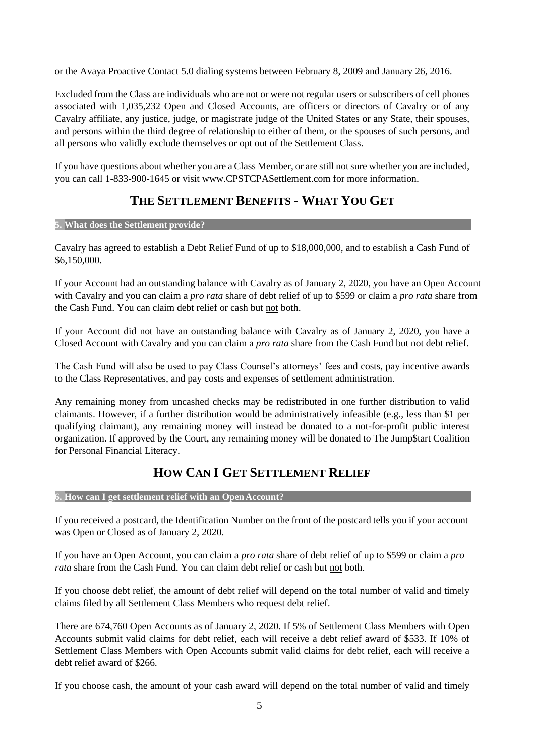or the Avaya Proactive Contact 5.0 dialing systems between February 8, 2009 and January 26, 2016.

Excluded from the Class are individuals who are not or were not regular users or subscribers of cell phones associated with 1,035,232 Open and Closed Accounts, are officers or directors of Cavalry or of any Cavalry affiliate, any justice, judge, or magistrate judge of the United States or any State, their spouses, and persons within the third degree of relationship to either of them, or the spouses of such persons, and all persons who validly exclude themselves or opt out of the Settlement Class.

If you have questions about whether you are a Class Member, or are still not sure whether you are included, you can call 1-833-900-1645 or visit www.CPSTCPASettlement.com for more information.

## THE SETTLEMENT BENEFITS - WHAT YOU GET

### 5. What does the Settlement provide?

Cavalry has agreed to establish a Debt Relief Fund of up to $18,000,000, and to establish a Cash Fund of $6,150,000.

If your Account had an outstanding balance with Cavalry as of January 2, 2020, you have an Open Account with Cavalry and you can claim a *pro rata* share of debt relief of up to $599 or claim a *pro rata* share from the Cash Fund. You can claim debt relief or cash but not both.

If your Account did not have an outstanding balance with Cavalry as of January 2, 2020, you have a Closed Account with Cavalry and you can claim a *pro rata* share from the Cash Fund but not debt relief.

The Cash Fund will also be used to pay Class Counsel's attorneys' fees and costs, pay incentive awards to the Class Representatives, and pay costs and expenses of settlement administration.

Any remaining money from uncashed checks may be redistributed in one further distribution to valid claimants. However, if a further distribution would be administratively infeasible (e.g., less than $1 per qualifying claimant), any remaining money will instead be donated to a not-for-profit public interest organization. If approved by the Court, any remaining money will be donated to The Jump$tart Coalition for Personal Financial Literacy.

## HOW CAN I GET SETTLEMENT RELIEF

### 6. How can I get settlement relief with an Open Account?

If you received a postcard, the Identification Number on the front of the postcard tells you if your account was Open or Closed as of January 2, 2020.

If you have an Open Account, you can claim a *pro rata* share of debt relief of up to $599 or claim a *pro rata* share from the Cash Fund. You can claim debt relief or cash but not both.

If you choose debt relief, the amount of debt relief will depend on the total number of valid and timely claims filed by all Settlement Class Members who request debt relief.

There are 674,760 Open Accounts as of January 2, 2020. If 5% of Settlement Class Members with Open Accounts submit valid claims for debt relief, each will receive a debt relief award of $533. If 10% of Settlement Class Members with Open Accounts submit valid claims for debt relief, each will receive a debt relief award of $266.

If you choose cash, the amount of your cash award will depend on the total number of valid and timely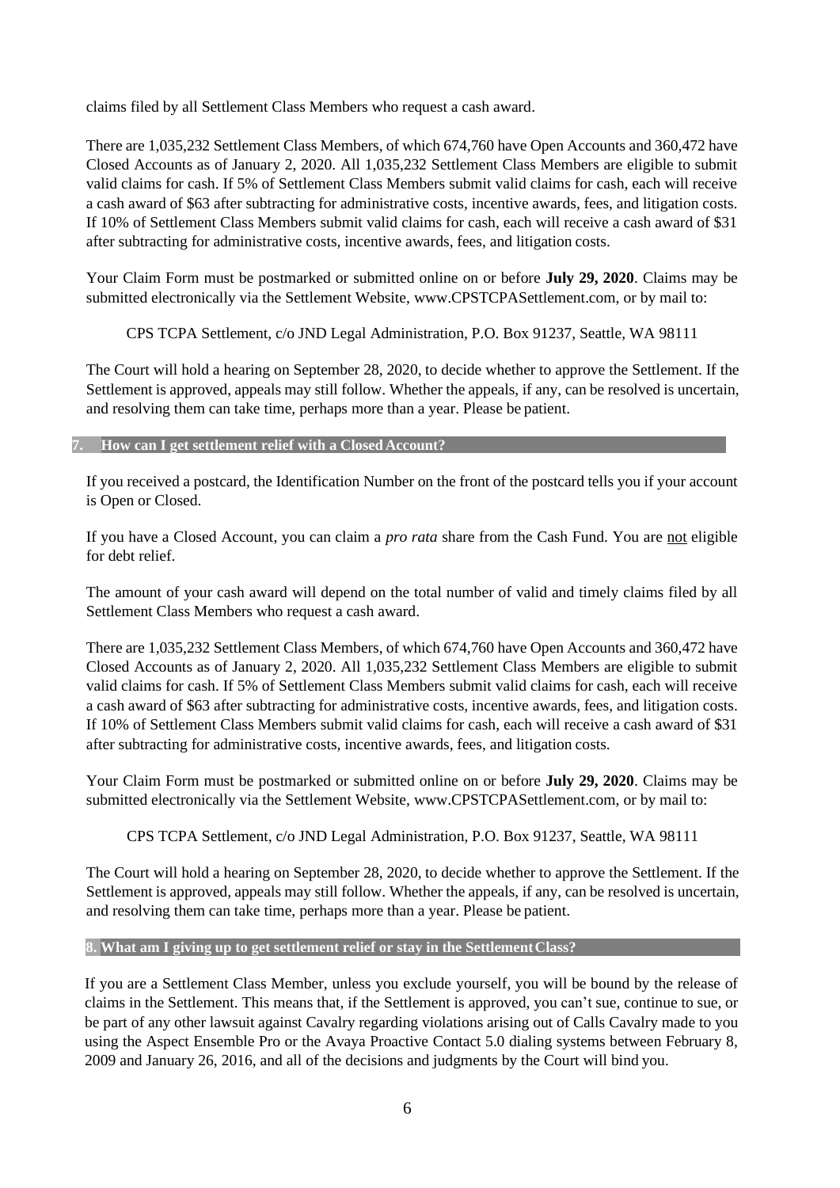claims filed by all Settlement Class Members who request a cash award.

There are 1,035,232 Settlement Class Members, of which 674,760 have Open Accounts and 360,472 have Closed Accounts as of January 2, 2020. All 1,035,232 Settlement Class Members are eligible to submit valid claims for cash. If 5% of Settlement Class Members submit valid claims for cash, each will receive a cash award of $63 after subtracting for administrative costs, incentive awards, fees, and litigation costs. If 10% of Settlement Class Members submit valid claims for cash, each will receive a cash award of $31 after subtracting for administrative costs, incentive awards, fees, and litigation costs.

Your Claim Form must be postmarked or submitted online on or before **July 29, 2020**. Claims may be submitted electronically via the Settlement Website, www.CPSTCPASettlement.com, or by mail to:

CPS TCPA Settlement, c/o JND Legal Administration, P.O. Box 91237, Seattle, WA 98111

The Court will hold a hearing on September 28, 2020, to decide whether to approve the Settlement. If the Settlement is approved, appeals may still follow. Whether the appeals, if any, can be resolved is uncertain, and resolving them can take time, perhaps more than a year. Please be patient.

### 7. How can I get settlement relief with a Closed Account?

If you received a postcard, the Identification Number on the front of the postcard tells you if your account is Open or Closed.

If you have a Closed Account, you can claim a *pro rata* share from the Cash Fund. You are <u>not</u> eligible for debt relief.

The amount of your cash award will depend on the total number of valid and timely claims filed by all Settlement Class Members who request a cash award.

There are 1,035,232 Settlement Class Members, of which 674,760 have Open Accounts and 360,472 have Closed Accounts as of January 2, 2020. All 1,035,232 Settlement Class Members are eligible to submit valid claims for cash. If 5% of Settlement Class Members submit valid claims for cash, each will receive a cash award of $63 after subtracting for administrative costs, incentive awards, fees, and litigation costs. If 10% of Settlement Class Members submit valid claims for cash, each will receive a cash award of $31 after subtracting for administrative costs, incentive awards, fees, and litigation costs.

Your Claim Form must be postmarked or submitted online on or before **July 29, 2020**. Claims may be submitted electronically via the Settlement Website, www.CPSTCPASettlement.com, or by mail to:

CPS TCPA Settlement, c/o JND Legal Administration, P.O. Box 91237, Seattle, WA 98111

The Court will hold a hearing on September 28, 2020, to decide whether to approve the Settlement. If the Settlement is approved, appeals may still follow. Whether the appeals, if any, can be resolved is uncertain, and resolving them can take time, perhaps more than a year. Please be patient.

### 8. What am I giving up to get settlement relief or stay in the Settlement Class?

If you are a Settlement Class Member, unless you exclude yourself, you will be bound by the release of claims in the Settlement. This means that, if the Settlement is approved, you can't sue, continue to sue, or be part of any other lawsuit against Cavalry regarding violations arising out of Calls Cavalry made to you using the Aspect Ensemble Pro or the Avaya Proactive Contact 5.0 dialing systems between February 8, 2009 and January 26, 2016, and all of the decisions and judgments by the Court will bind you.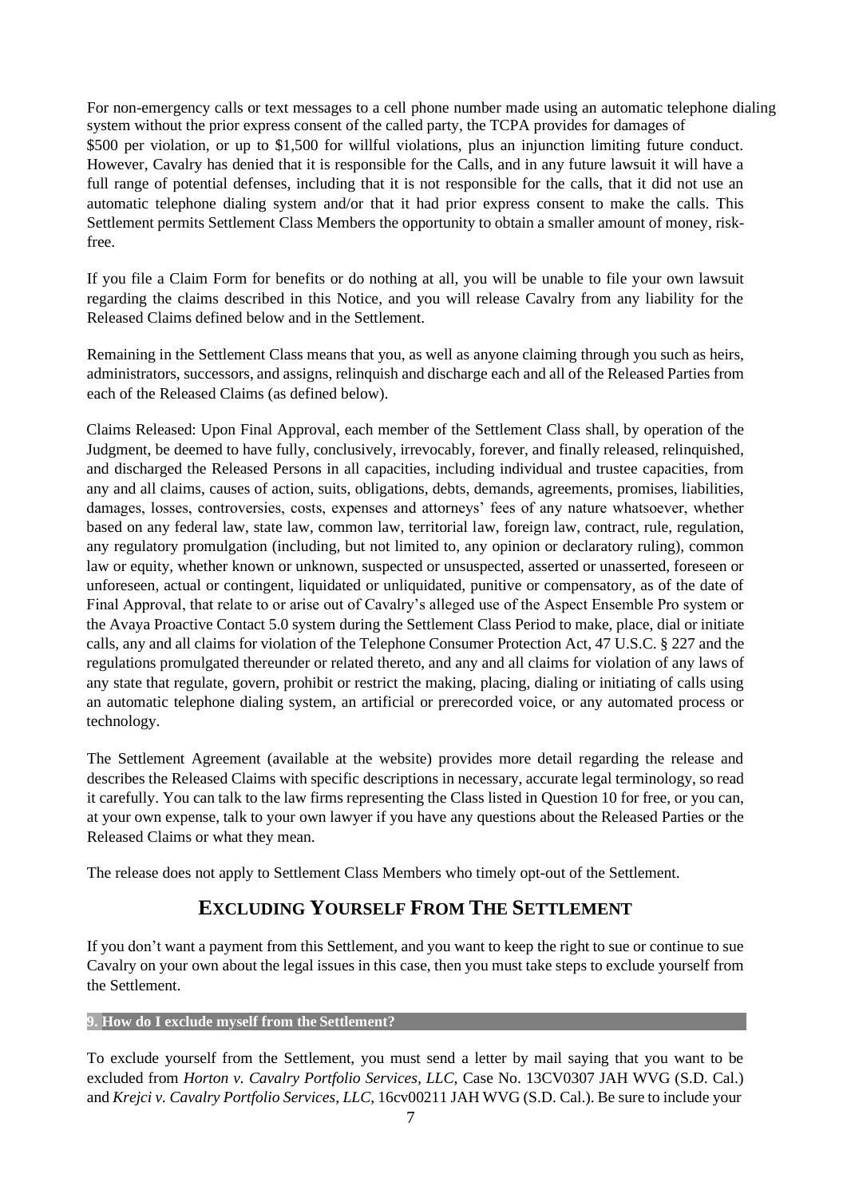For non-emergency calls or text messages to a cell phone number made using an automatic telephone dialing system without the prior express consent of the called party, the TCPA provides for damages of $500 per violation, or up to $1,500 for willful violations, plus an injunction limiting future conduct. However, Cavalry has denied that it is responsible for the Calls, and in any future lawsuit it will have a full range of potential defenses, including that it is not responsible for the calls, that it did not use an automatic telephone dialing system and/or that it had prior express consent to make the calls. This Settlement permits Settlement Class Members the opportunity to obtain a smaller amount of money, risk-free.

If you file a Claim Form for benefits or do nothing at all, you will be unable to file your own lawsuit regarding the claims described in this Notice, and you will release Cavalry from any liability for the Released Claims defined below and in the Settlement.

Remaining in the Settlement Class means that you, as well as anyone claiming through you such as heirs, administrators, successors, and assigns, relinquish and discharge each and all of the Released Parties from each of the Released Claims (as defined below).

Claims Released: Upon Final Approval, each member of the Settlement Class shall, by operation of the Judgment, be deemed to have fully, conclusively, irrevocably, forever, and finally released, relinquished, and discharged the Released Persons in all capacities, including individual and trustee capacities, from any and all claims, causes of action, suits, obligations, debts, demands, agreements, promises, liabilities, damages, losses, controversies, costs, expenses and attorneys' fees of any nature whatsoever, whether based on any federal law, state law, common law, territorial law, foreign law, contract, rule, regulation, any regulatory promulgation (including, but not limited to, any opinion or declaratory ruling), common law or equity, whether known or unknown, suspected or unsuspected, asserted or unasserted, foreseen or unforeseen, actual or contingent, liquidated or unliquidated, punitive or compensatory, as of the date of Final Approval, that relate to or arise out of Cavalry's alleged use of the Aspect Ensemble Pro system or the Avaya Proactive Contact 5.0 system during the Settlement Class Period to make, place, dial or initiate calls, any and all claims for violation of the Telephone Consumer Protection Act, 47 U.S.C. § 227 and the regulations promulgated thereunder or related thereto, and any and all claims for violation of any laws of any state that regulate, govern, prohibit or restrict the making, placing, dialing or initiating of calls using an automatic telephone dialing system, an artificial or prerecorded voice, or any automated process or technology.

The Settlement Agreement (available at the website) provides more detail regarding the release and describes the Released Claims with specific descriptions in necessary, accurate legal terminology, so read it carefully. You can talk to the law firms representing the Class listed in Question 10 for free, or you can, at your own expense, talk to your own lawyer if you have any questions about the Released Parties or the Released Claims or what they mean.

The release does not apply to Settlement Class Members who timely opt-out of the Settlement.

## EXCLUDING YOURSELF FROM THE SETTLEMENT

If you don't want a payment from this Settlement, and you want to keep the right to sue or continue to sue Cavalry on your own about the legal issues in this case, then you must take steps to exclude yourself from the Settlement.

### 9. How do I exclude myself from the Settlement?

To exclude yourself from the Settlement, you must send a letter by mail saying that you want to be excluded from *Horton v. Cavalry Portfolio Services, LLC,* Case No. 13CV0307 JAH WVG (S.D. Cal.) and *Krejci v. Cavalry Portfolio Services, LLC*, 16cv00211 JAH WVG (S.D. Cal.). Be sure to include your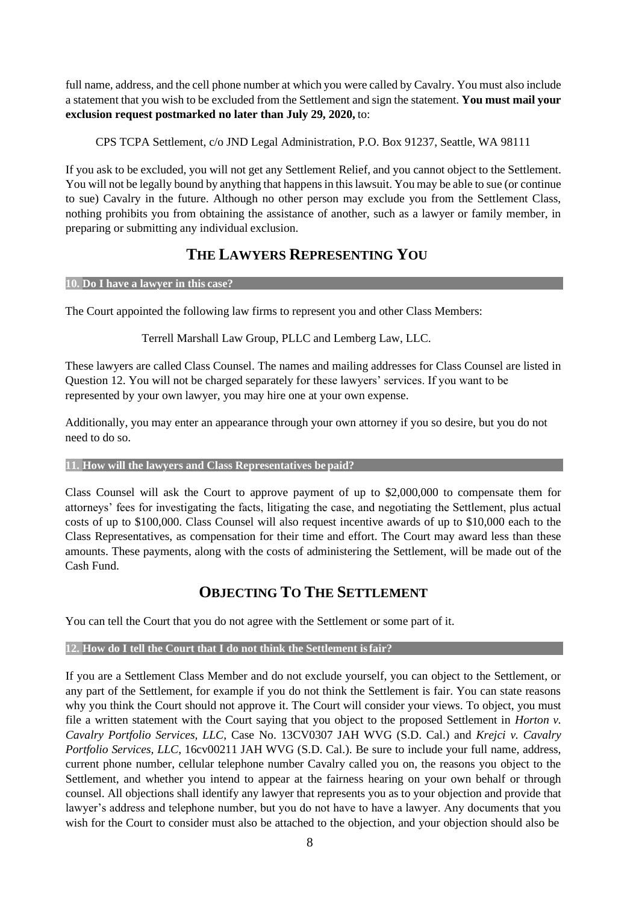full name, address, and the cell phone number at which you were called by Cavalry. You must also include a statement that you wish to be excluded from the Settlement and sign the statement. **You must mail your exclusion request postmarked no later than July 29, 2020,** to:

CPS TCPA Settlement, c/o JND Legal Administration, P.O. Box 91237, Seattle, WA 98111

If you ask to be excluded, you will not get any Settlement Relief, and you cannot object to the Settlement. You will not be legally bound by anything that happens in this lawsuit. You may be able to sue (or continue to sue) Cavalry in the future. Although no other person may exclude you from the Settlement Class, nothing prohibits you from obtaining the assistance of another, such as a lawyer or family member, in preparing or submitting any individual exclusion.

## THE LAWYERS REPRESENTING YOU

### 10. Do I have a lawyer in this case?

The Court appointed the following law firms to represent you and other Class Members:

Terrell Marshall Law Group, PLLC and Lemberg Law, LLC.

These lawyers are called Class Counsel. The names and mailing addresses for Class Counsel are listed in Question 12. You will not be charged separately for these lawyers' services. If you want to be represented by your own lawyer, you may hire one at your own expense.

Additionally, you may enter an appearance through your own attorney if you so desire, but you do not need to do so.

### 11. How will the lawyers and Class Representatives be paid?

Class Counsel will ask the Court to approve payment of up to $2,000,000 to compensate them for attorneys' fees for investigating the facts, litigating the case, and negotiating the Settlement, plus actual costs of up to $100,000. Class Counsel will also request incentive awards of up to $10,000 each to the Class Representatives, as compensation for their time and effort. The Court may award less than these amounts. These payments, along with the costs of administering the Settlement, will be made out of the Cash Fund.

## OBJECTING TO THE SETTLEMENT

You can tell the Court that you do not agree with the Settlement or some part of it.

### 12. How do I tell the Court that I do not think the Settlement is fair?

If you are a Settlement Class Member and do not exclude yourself, you can object to the Settlement, or any part of the Settlement, for example if you do not think the Settlement is fair. You can state reasons why you think the Court should not approve it. The Court will consider your views. To object, you must file a written statement with the Court saying that you object to the proposed Settlement in *Horton v. Cavalry Portfolio Services, LLC*, Case No. 13CV0307 JAH WVG (S.D. Cal.) and *Krejci v. Cavalry Portfolio Services, LLC*, 16cv00211 JAH WVG (S.D. Cal.). Be sure to include your full name, address, current phone number, cellular telephone number Cavalry called you on, the reasons you object to the Settlement, and whether you intend to appear at the fairness hearing on your own behalf or through counsel. All objections shall identify any lawyer that represents you as to your objection and provide that lawyer's address and telephone number, but you do not have to have a lawyer. Any documents that you wish for the Court to consider must also be attached to the objection, and your objection should also be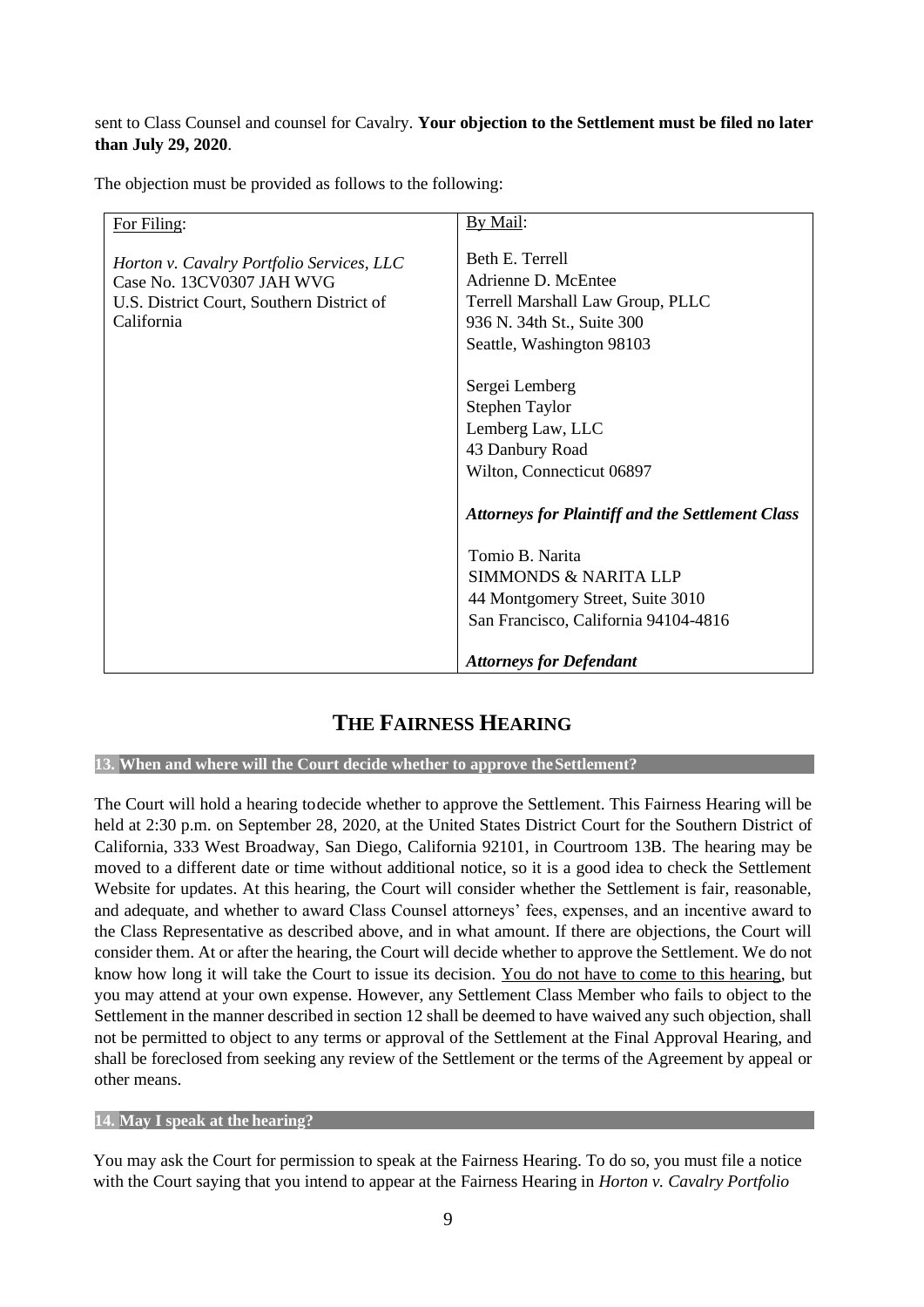sent to Class Counsel and counsel for Cavalry. **Your objection to the Settlement must be filed no later than July 29, 2020**.

The objection must be provided as follows to the following:

| For Filing: | By Mail: |
|---|---|
| *Horton v. Cavalry Portfolio Services, LLC*<br>Case No. 13CV0307 JAH WVG<br>U.S. District Court, Southern District of California | Beth E. Terrell<br>Adrienne D. McEntee<br>Terrell Marshall Law Group, PLLC<br>936 N. 34th St., Suite 300<br>Seattle, Washington 98103<br><br>Sergei Lemberg<br>Stephen Taylor<br>Lemberg Law, LLC<br>43 Danbury Road<br>Wilton, Connecticut 06897<br><br>***Attorneys for Plaintiff and the Settlement Class***<br><br>Tomio B. Narita<br>SIMMONDS & NARITA LLP<br>44 Montgomery Street, Suite 3010<br>San Francisco, California 94104-4816<br><br>***Attorneys for Defendant*** |

## THE FAIRNESS HEARING

### 13. When and where will the Court decide whether to approve the Settlement?

The Court will hold a hearing to decide whether to approve the Settlement. This Fairness Hearing will be held at 2:30 p.m. on September 28, 2020, at the United States District Court for the Southern District of California, 333 West Broadway, San Diego, California 92101, in Courtroom 13B. The hearing may be moved to a different date or time without additional notice, so it is a good idea to check the Settlement Website for updates. At this hearing, the Court will consider whether the Settlement is fair, reasonable, and adequate, and whether to award Class Counsel attorneys' fees, expenses, and an incentive award to the Class Representative as described above, and in what amount. If there are objections, the Court will consider them. At or after the hearing, the Court will decide whether to approve the Settlement. We do not know how long it will take the Court to issue its decision. <u>You do not have to come to this hearing</u>, but you may attend at your own expense. However, any Settlement Class Member who fails to object to the Settlement in the manner described in section 12 shall be deemed to have waived any such objection, shall not be permitted to object to any terms or approval of the Settlement at the Final Approval Hearing, and shall be foreclosed from seeking any review of the Settlement or the terms of the Agreement by appeal or other means.

### 14. May I speak at the hearing?

You may ask the Court for permission to speak at the Fairness Hearing. To do so, you must file a notice with the Court saying that you intend to appear at the Fairness Hearing in *Horton v. Cavalry Portfolio*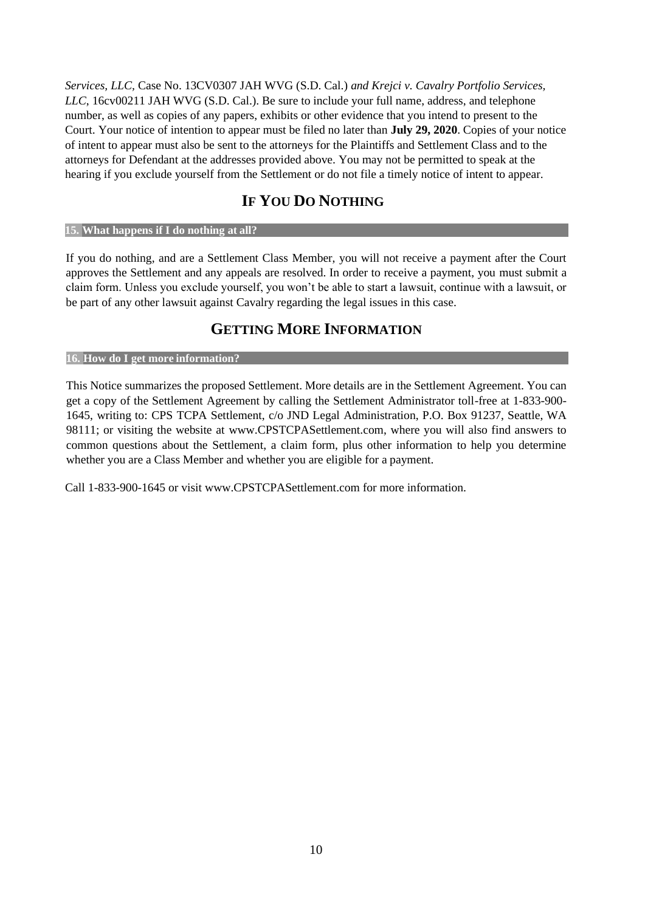*Services, LLC*, Case No. 13CV0307 JAH WVG (S.D. Cal.) *and Krejci v. Cavalry Portfolio Services, LLC*, 16cv00211 JAH WVG (S.D. Cal.). Be sure to include your full name, address, and telephone number, as well as copies of any papers, exhibits or other evidence that you intend to present to the Court. Your notice of intention to appear must be filed no later than **July 29, 2020**. Copies of your notice of intent to appear must also be sent to the attorneys for the Plaintiffs and Settlement Class and to the attorneys for Defendant at the addresses provided above. You may not be permitted to speak at the hearing if you exclude yourself from the Settlement or do not file a timely notice of intent to appear.

## IF YOU DO NOTHING

### 15. What happens if I do nothing at all?

If you do nothing, and are a Settlement Class Member, you will not receive a payment after the Court approves the Settlement and any appeals are resolved. In order to receive a payment, you must submit a claim form. Unless you exclude yourself, you won't be able to start a lawsuit, continue with a lawsuit, or be part of any other lawsuit against Cavalry regarding the legal issues in this case.

## GETTING MORE INFORMATION

### 16. How do I get more information?

This Notice summarizes the proposed Settlement. More details are in the Settlement Agreement. You can get a copy of the Settlement Agreement by calling the Settlement Administrator toll-free at 1-833-900-1645, writing to: CPS TCPA Settlement, c/o JND Legal Administration, P.O. Box 91237, Seattle, WA 98111; or visiting the website at www.CPSTCPASettlement.com, where you will also find answers to common questions about the Settlement, a claim form, plus other information to help you determine whether you are a Class Member and whether you are eligible for a payment.

Call 1-833-900-1645 or visit www.CPSTCPASettlement.com for more information.